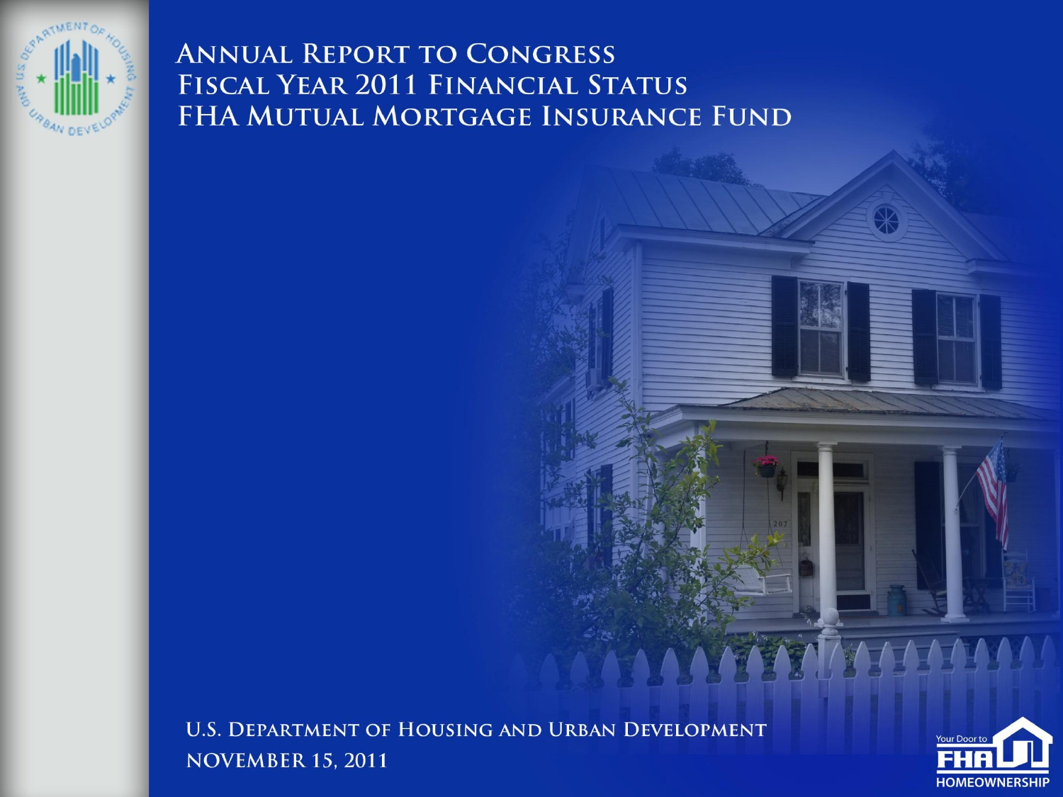# Annual Report to Congress
# Fiscal Year 2011 Financial Status
# FHA Mutual Mortgage Insurance Fund

U.S. Department of Housing and Urban Development

November 15, 2011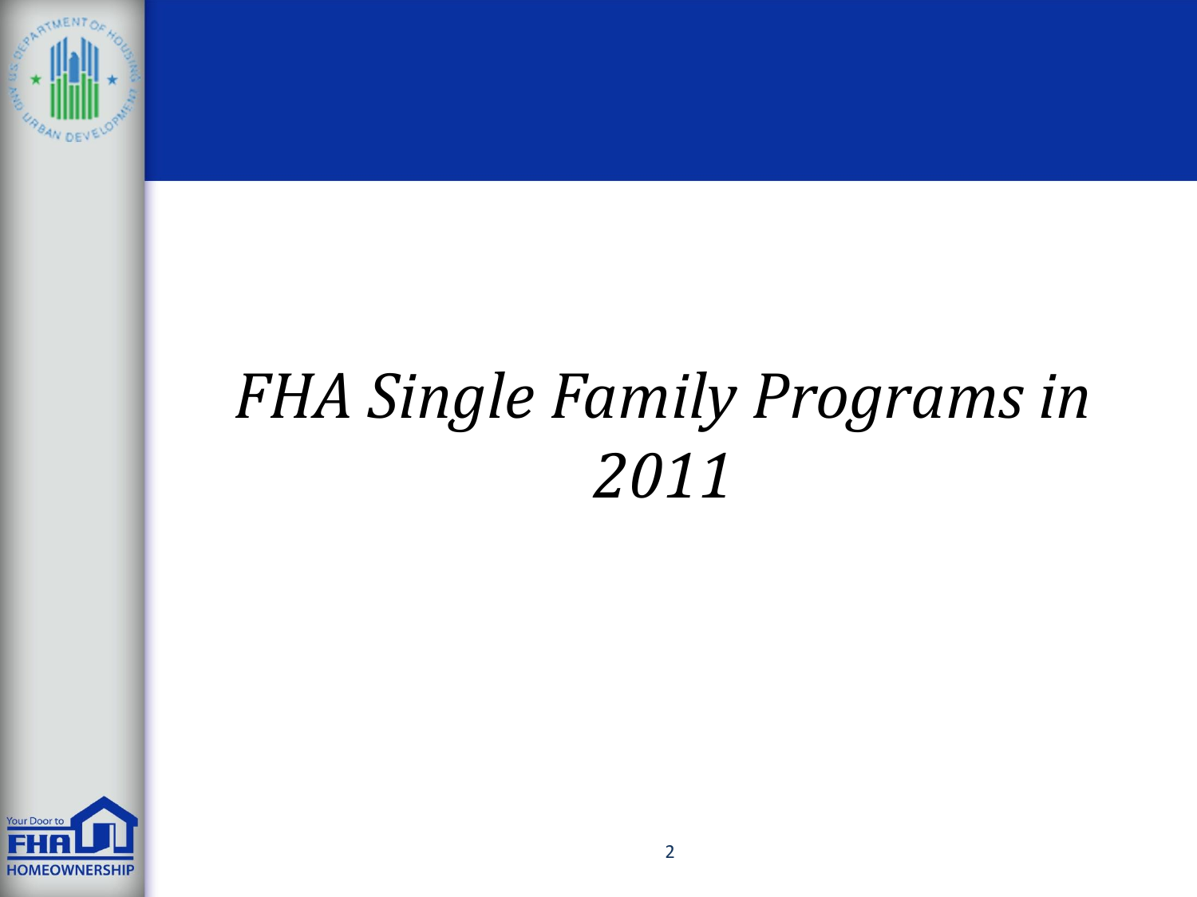# *FHA Single Family Programs in 2011*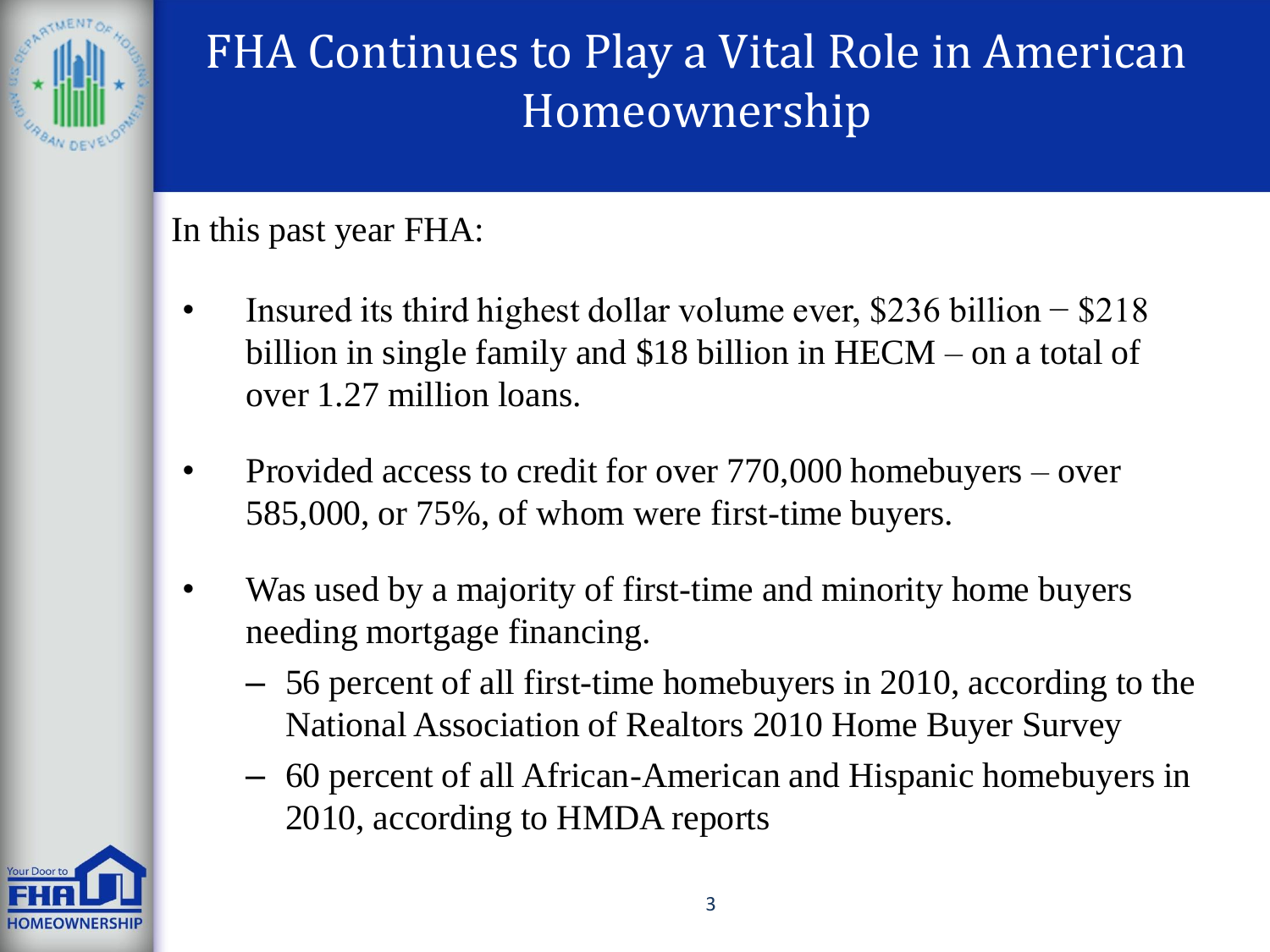# FHA Continues to Play a Vital Role in American Homeownership

In this past year FHA:

- Insured its third highest dollar volume ever, $236 billion − $218 billion in single family and $18 billion in HECM – on a total of over 1.27 million loans.
- Provided access to credit for over 770,000 homebuyers – over 585,000, or 75%, of whom were first-time buyers.
- Was used by a majority of first-time and minority home buyers needing mortgage financing.
  - 56 percent of all first-time homebuyers in 2010, according to the National Association of Realtors 2010 Home Buyer Survey
  - 60 percent of all African-American and Hispanic homebuyers in 2010, according to HMDA reports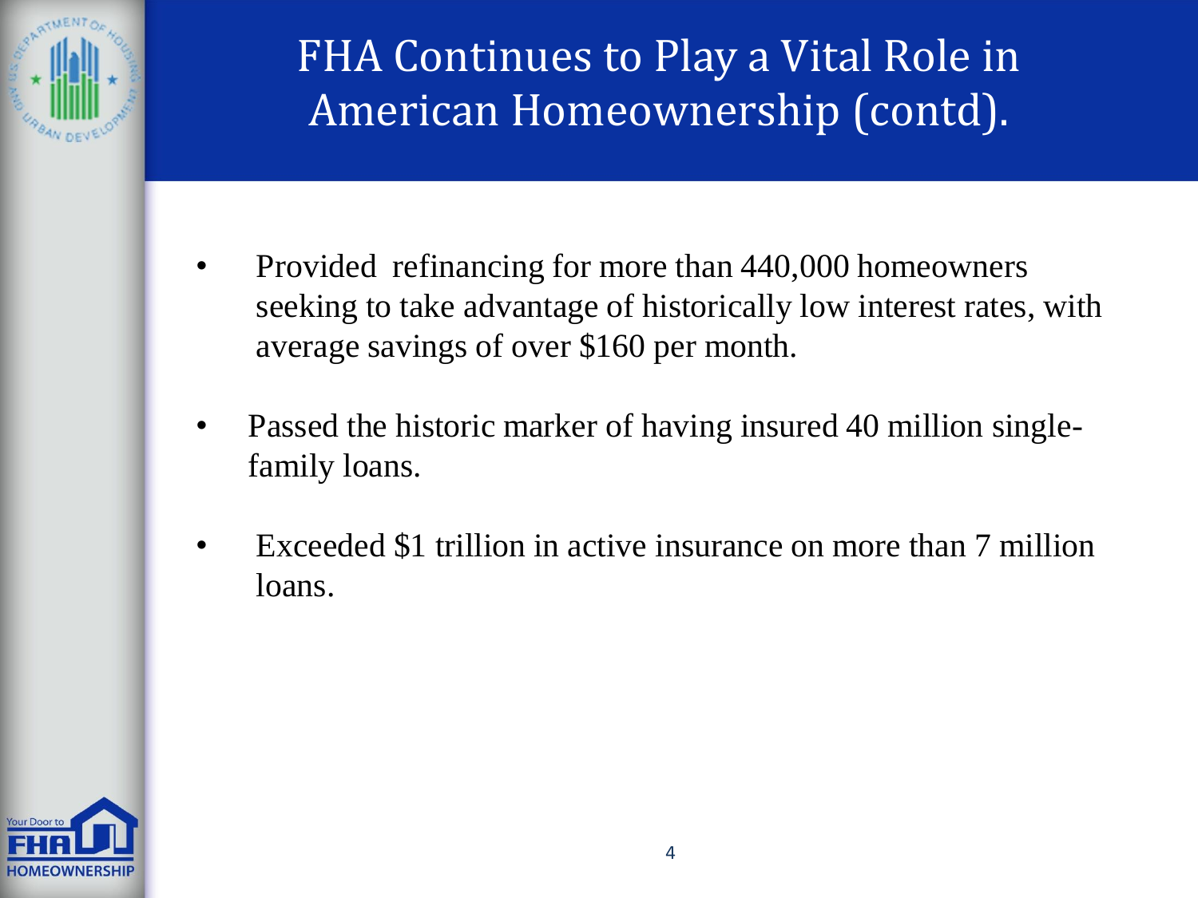# FHA Continues to Play a Vital Role in American Homeownership (contd).

- Provided refinancing for more than 440,000 homeowners seeking to take advantage of historically low interest rates, with average savings of over $160 per month.
- Passed the historic marker of having insured 40 million single-family loans.
- Exceeded $1 trillion in active insurance on more than 7 million loans.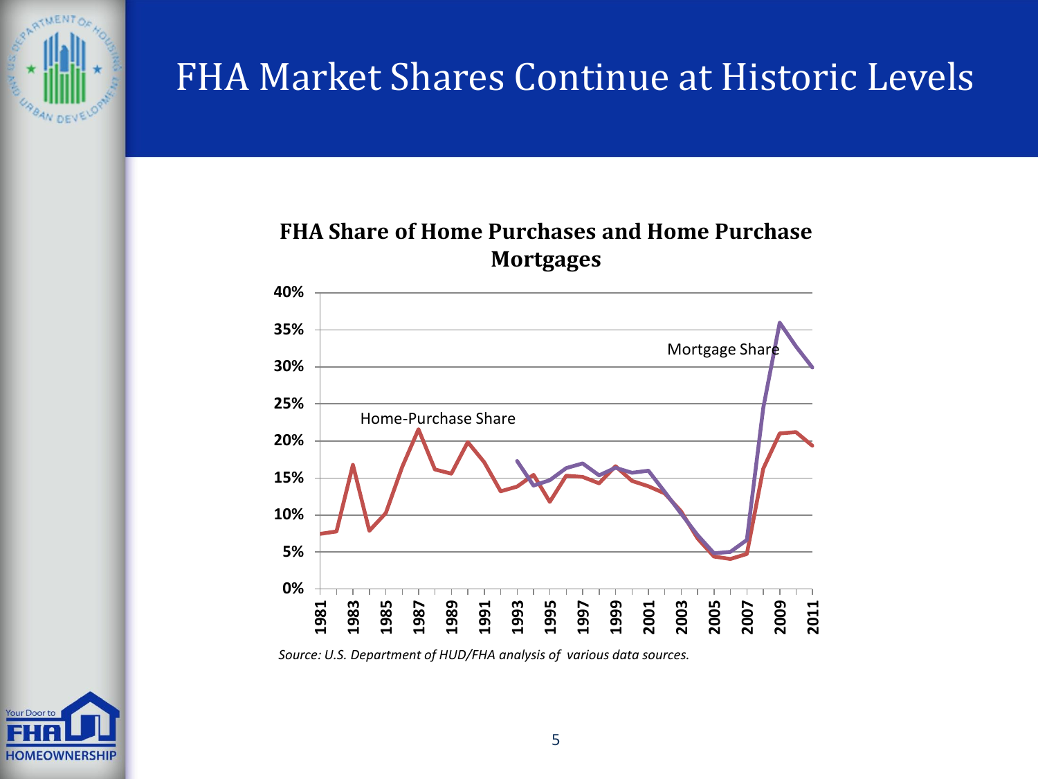# FHA Market Shares Continue at Historic Levels

**FHA Share of Home Purchases and Home Purchase Mortgages**

*Source: U.S. Department of HUD/FHA analysis of various data sources.*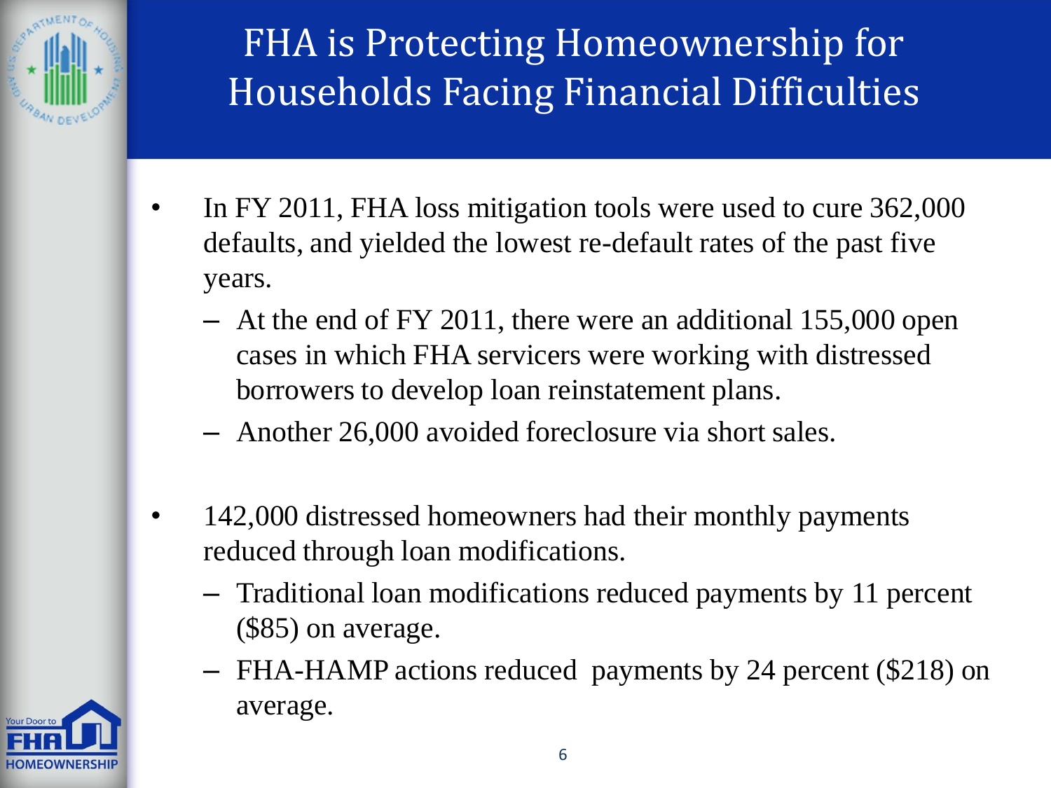# FHA is Protecting Homeownership for Households Facing Financial Difficulties

- In FY 2011, FHA loss mitigation tools were used to cure 362,000 defaults, and yielded the lowest re-default rates of the past five years.
  - At the end of FY 2011, there were an additional 155,000 open cases in which FHA servicers were working with distressed borrowers to develop loan reinstatement plans.
  - Another 26,000 avoided foreclosure via short sales.

- 142,000 distressed homeowners had their monthly payments reduced through loan modifications.
  - Traditional loan modifications reduced payments by 11 percent ($85) on average.
  - FHA-HAMP actions reduced payments by 24 percent ($218) on average.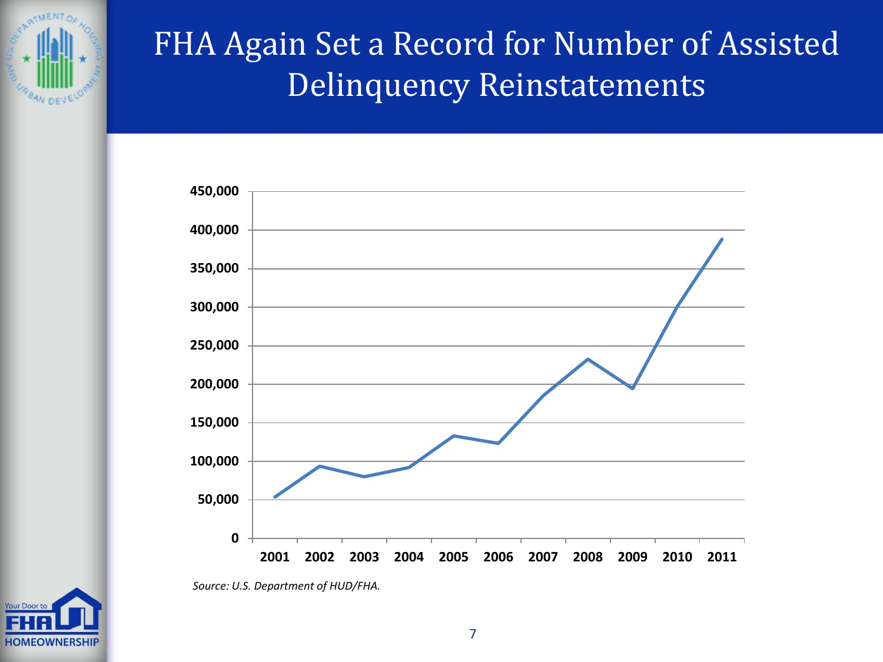# FHA Again Set a Record for Number of Assisted Delinquency Reinstatements

*Source: U.S. Department of HUD/FHA.*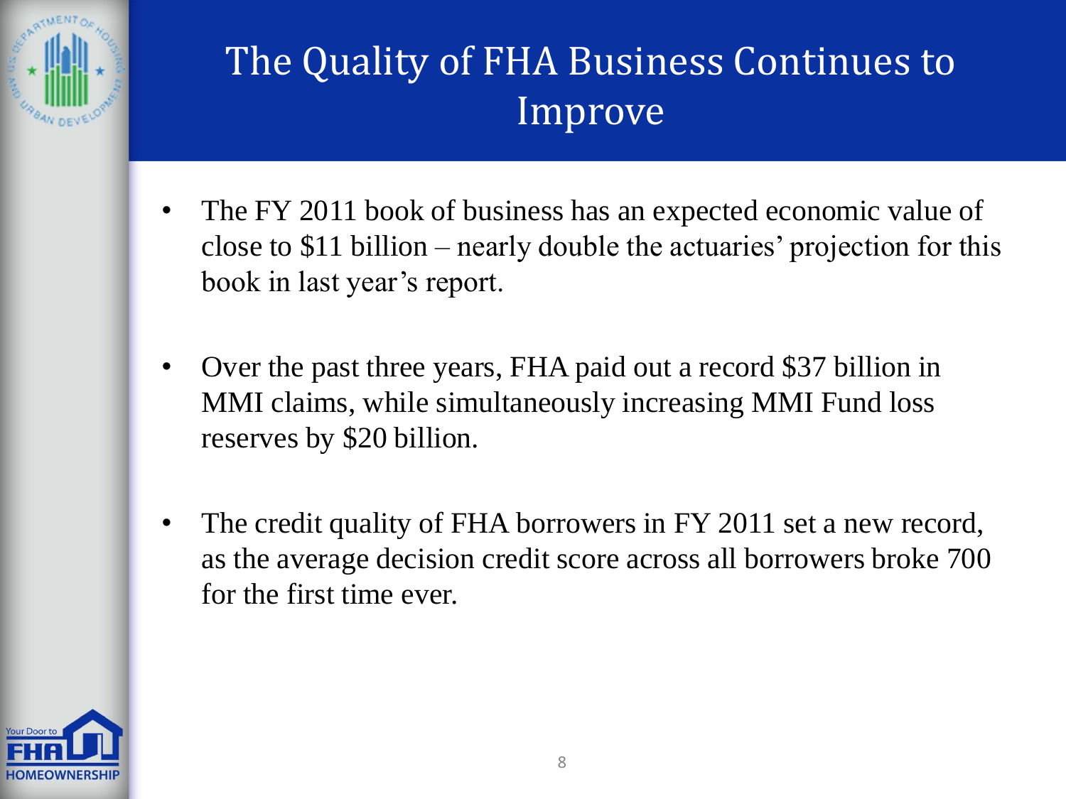# The Quality of FHA Business Continues to Improve

- The FY 2011 book of business has an expected economic value of close to $11 billion – nearly double the actuaries' projection for this book in last year's report.

- Over the past three years, FHA paid out a record $37 billion in MMI claims, while simultaneously increasing MMI Fund loss reserves by $20 billion.

- The credit quality of FHA borrowers in FY 2011 set a new record, as the average decision credit score across all borrowers broke 700 for the first time ever.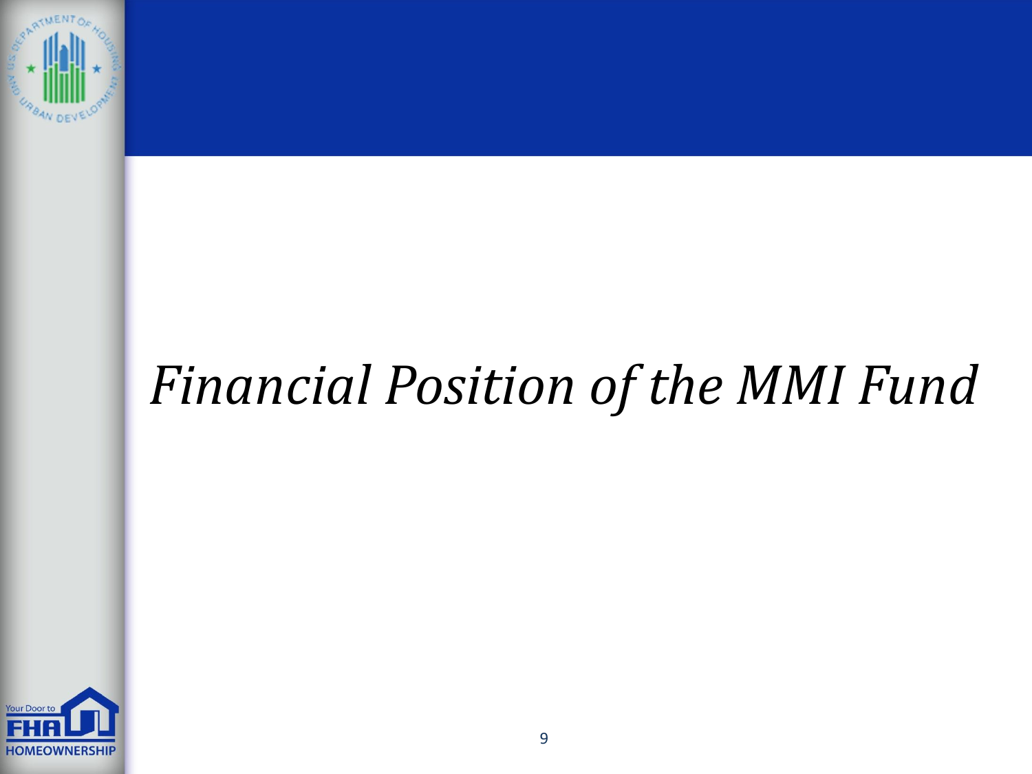# *Financial Position of the MMI Fund*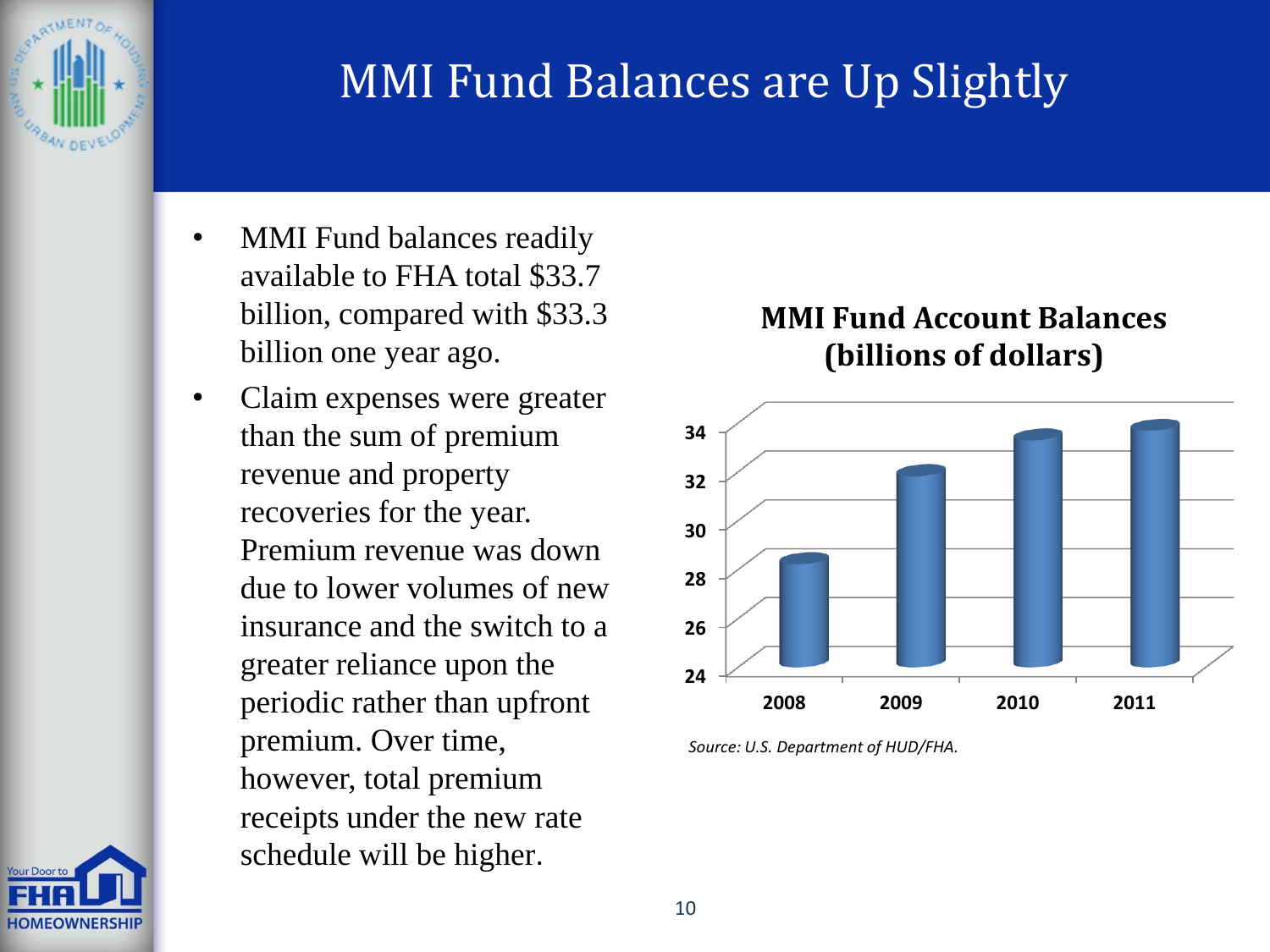# MMI Fund Balances are Up Slightly

- MMI Fund balances readily available to FHA total $33.7 billion, compared with $33.3 billion one year ago.
- Claim expenses were greater than the sum of premium revenue and property recoveries for the year. Premium revenue was down due to lower volumes of new insurance and the switch to a greater reliance upon the periodic rather than upfront premium. Over time, however, total premium receipts under the new rate schedule will be higher.

**MMI Fund Account Balances (billions of dollars)**

| 2008 | 2009 | 2010 | 2011 |
|---|---|---|---|

*Source: U.S. Department of HUD/FHA.*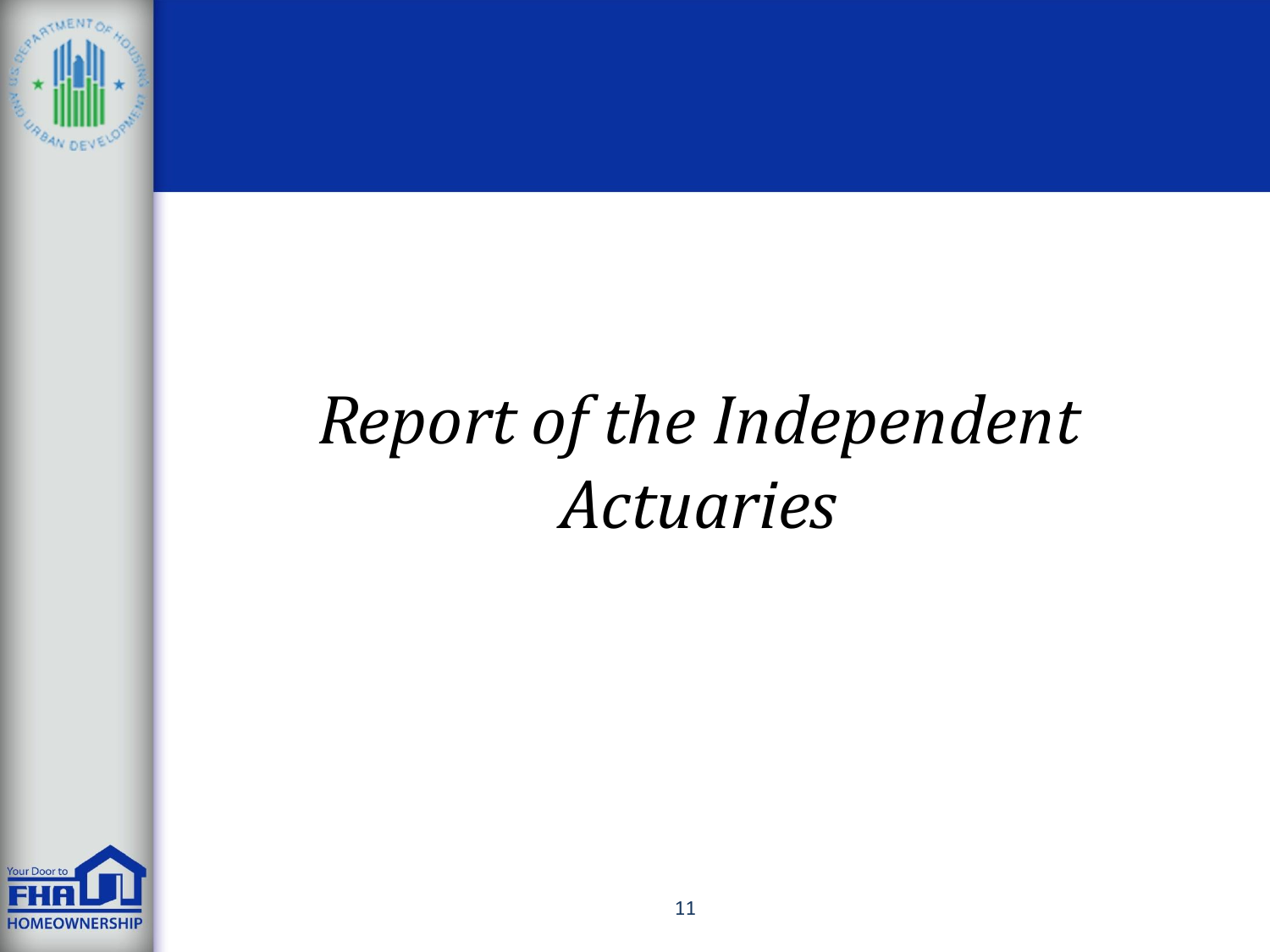# *Report of the Independent Actuaries*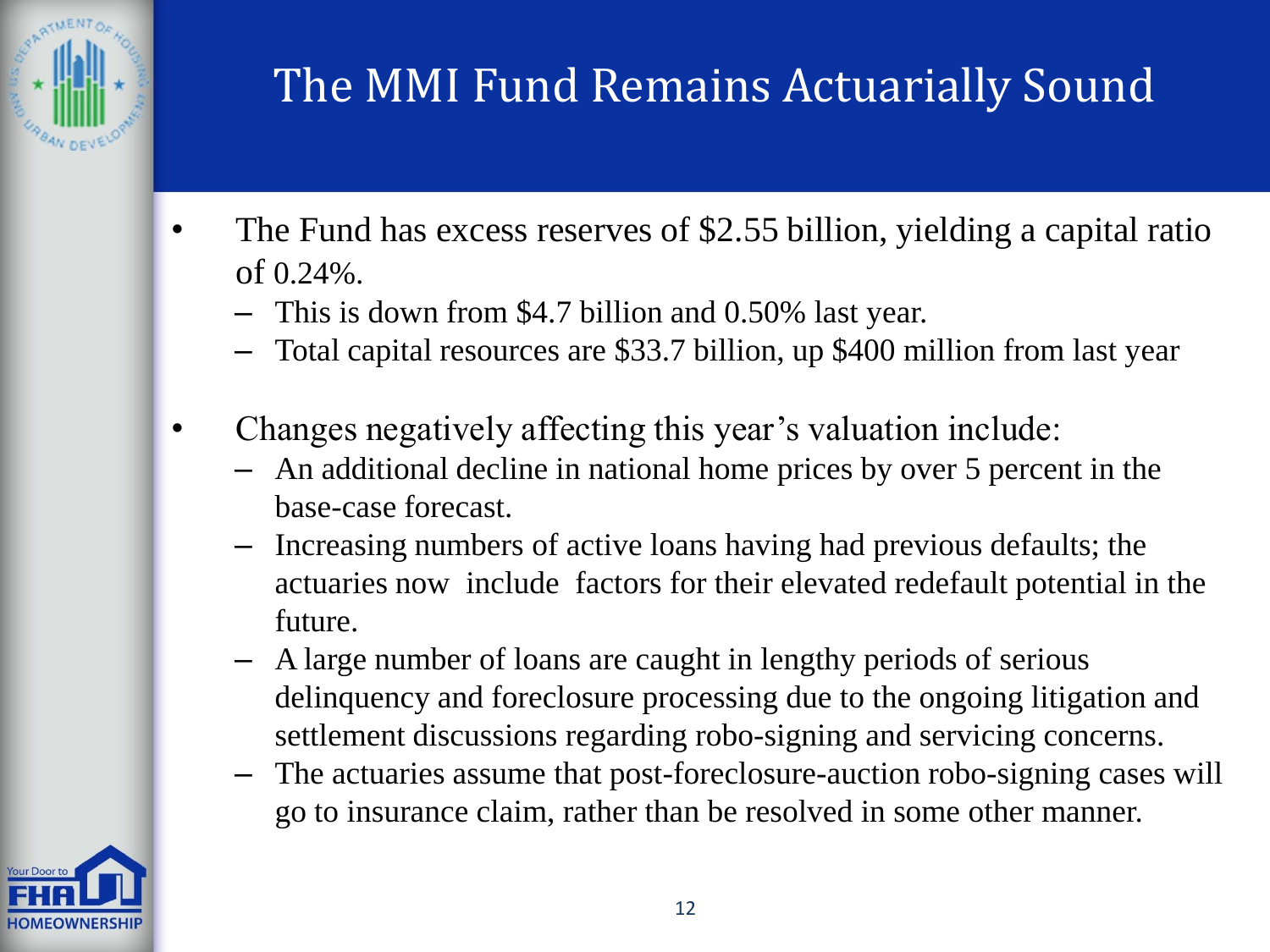# The MMI Fund Remains Actuarially Sound

- The Fund has excess reserves of $2.55 billion, yielding a capital ratio of 0.24%.
  - This is down from $4.7 billion and 0.50% last year.
  - Total capital resources are $33.7 billion, up $400 million from last year

- Changes negatively affecting this year's valuation include:
  - An additional decline in national home prices by over 5 percent in the base-case forecast.
  - Increasing numbers of active loans having had previous defaults; the actuaries now include factors for their elevated redefault potential in the future.
  - A large number of loans are caught in lengthy periods of serious delinquency and foreclosure processing due to the ongoing litigation and settlement discussions regarding robo-signing and servicing concerns.
  - The actuaries assume that post-foreclosure-auction robo-signing cases will go to insurance claim, rather than be resolved in some other manner.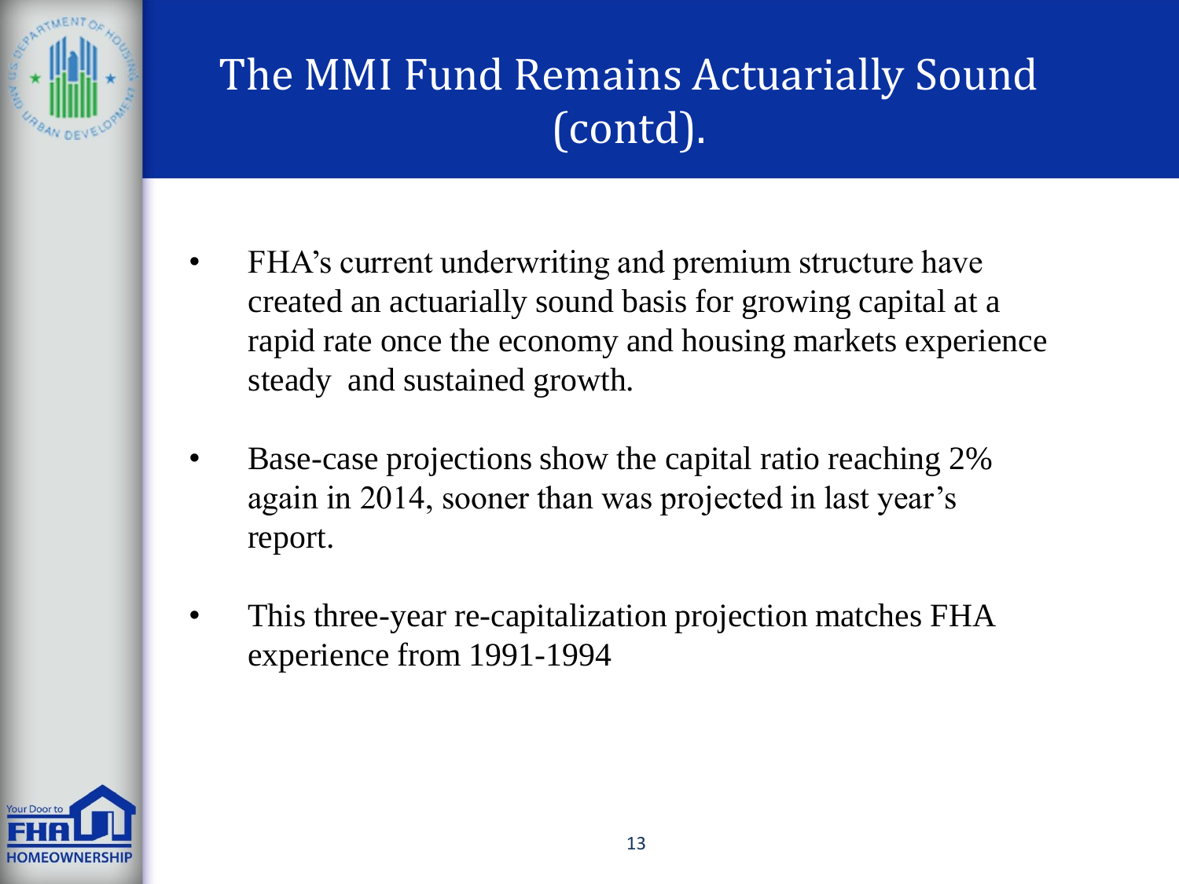# The MMI Fund Remains Actuarially Sound (contd).

- FHA's current underwriting and premium structure have created an actuarially sound basis for growing capital at a rapid rate once the economy and housing markets experience steady and sustained growth.
- Base-case projections show the capital ratio reaching 2% again in 2014, sooner than was projected in last year's report.
- This three-year re-capitalization projection matches FHA experience from 1991-1994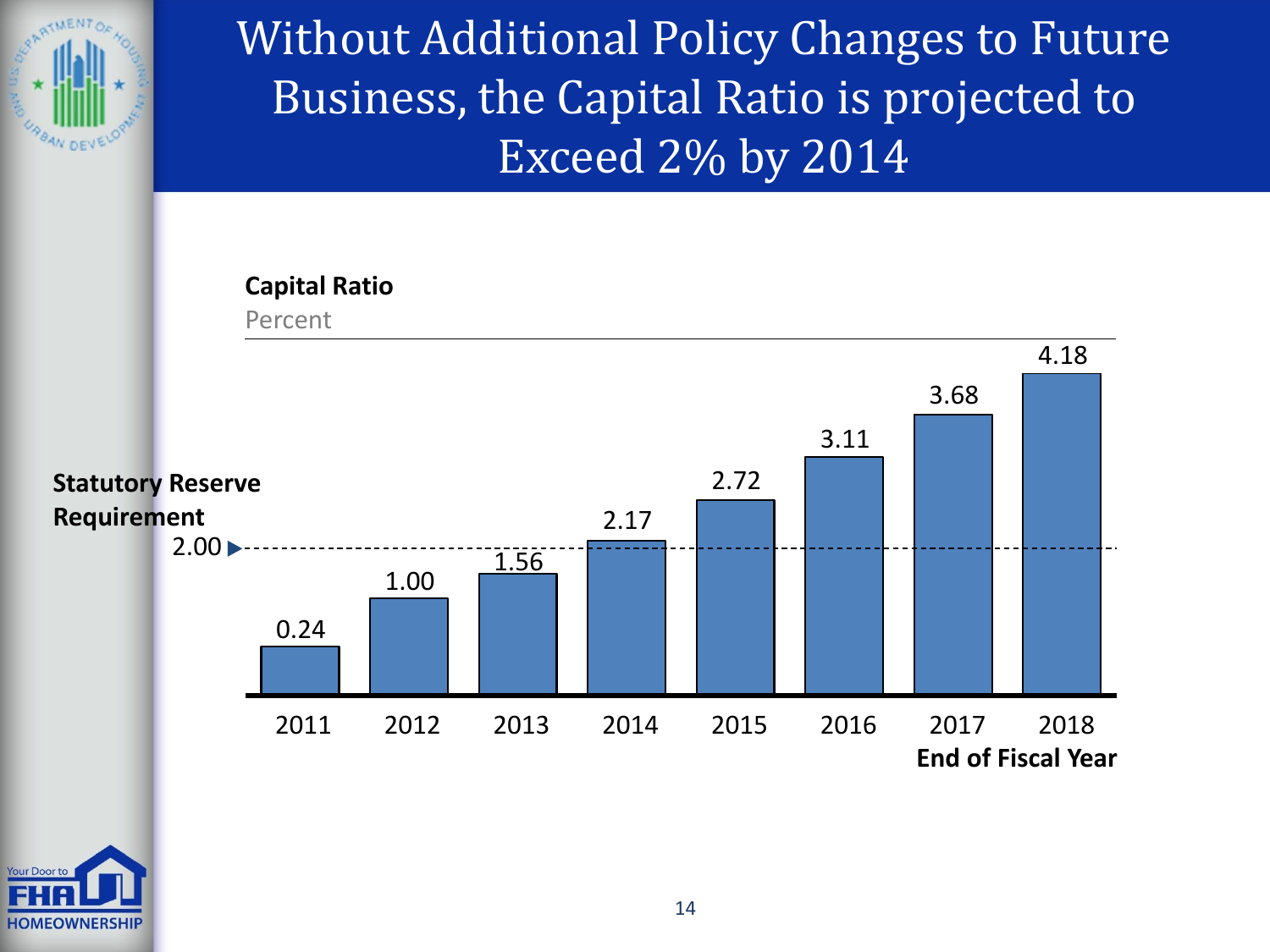# Without Additional Policy Changes to Future Business, the Capital Ratio is projected to Exceed 2% by 2014

**Capital Ratio**

Percent

**Statutory Reserve Requirement** 2.00

| End of Fiscal Year | Capital Ratio (Percent) |
|---|---|
| 2011 | 0.24 |
| 2012 | 1.00 |
| 2013 | 1.56 |
| 2014 | 2.17 |
| 2015 | 2.72 |
| 2016 | 3.11 |
| 2017 | 3.68 |
| 2018 | 4.18 |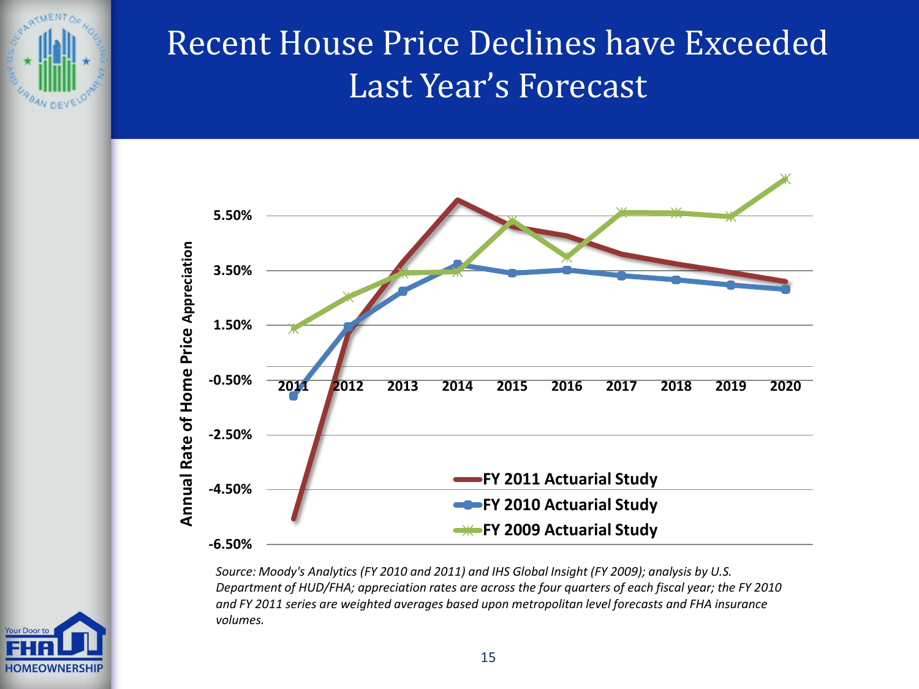# Recent House Price Declines have Exceeded Last Year's Forecast

Annual Rate of Home Price Appreciation

5.50%
3.50%
1.50%
-0.50%
-2.50%
-4.50%
-6.50%

2011 2012 2013 2014 2015 2016 2017 2018 2019 2020

FY 2011 Actuarial Study
FY 2010 Actuarial Study
FY 2009 Actuarial Study

*Source: Moody's Analytics (FY 2010 and 2011) and IHS Global Insight (FY 2009); analysis by U.S. Department of HUD/FHA; appreciation rates are across the four quarters of each fiscal year; the FY 2010 and FY 2011 series are weighted averages based upon metropolitan level forecasts and FHA insurance volumes.*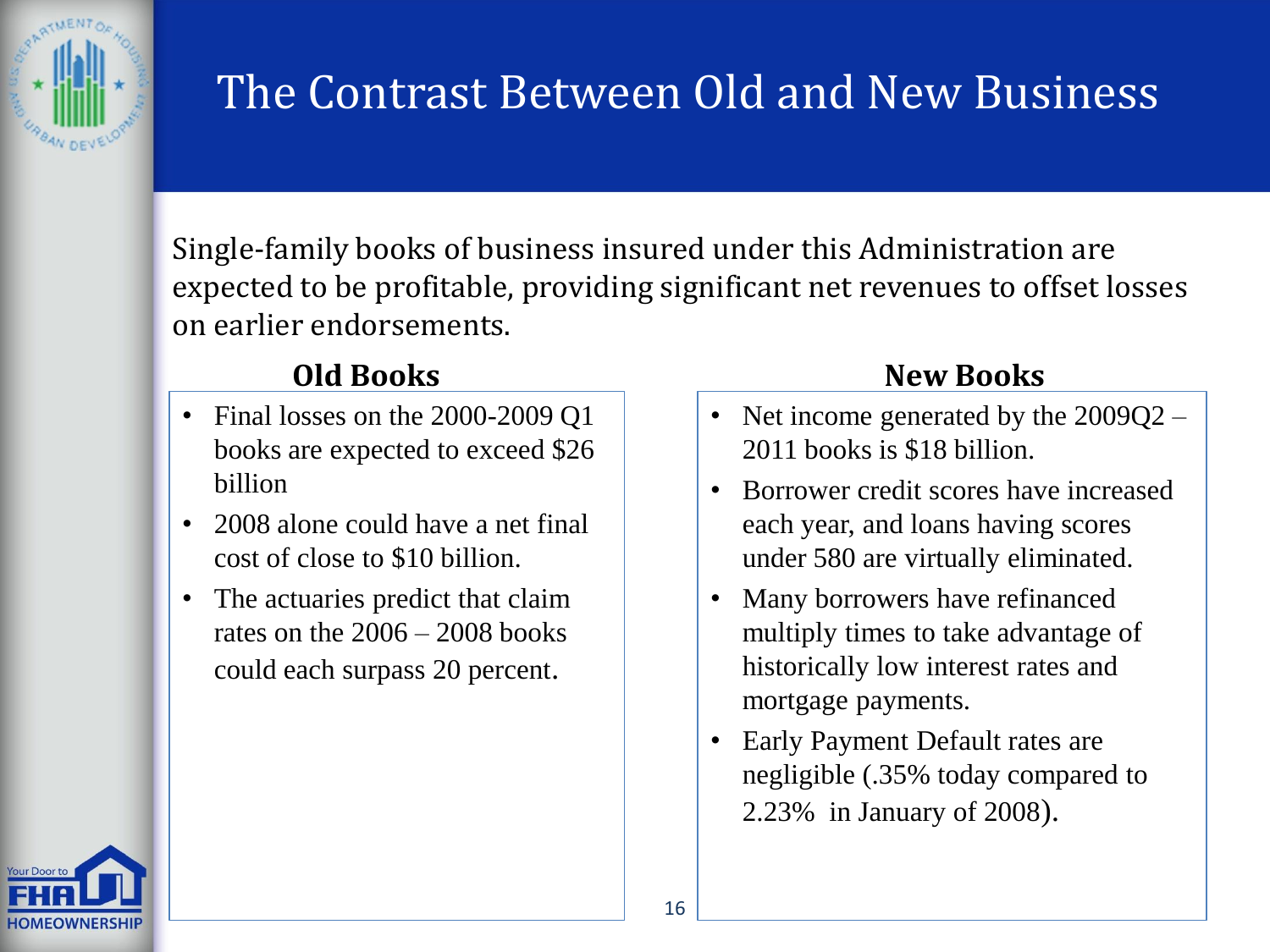# The Contrast Between Old and New Business

Single-family books of business insured under this Administration are expected to be profitable, providing significant net revenues to offset losses on earlier endorsements.

## Old Books

- Final losses on the 2000-2009 Q1 books are expected to exceed $26 billion
- 2008 alone could have a net final cost of close to $10 billion.
- The actuaries predict that claim rates on the 2006 – 2008 books could each surpass 20 percent.

## New Books

- Net income generated by the 2009Q2 – 2011 books is $18 billion.
- Borrower credit scores have increased each year, and loans having scores under 580 are virtually eliminated.
- Many borrowers have refinanced multiply times to take advantage of historically low interest rates and mortgage payments.
- Early Payment Default rates are negligible (.35% today compared to 2.23% in January of 2008).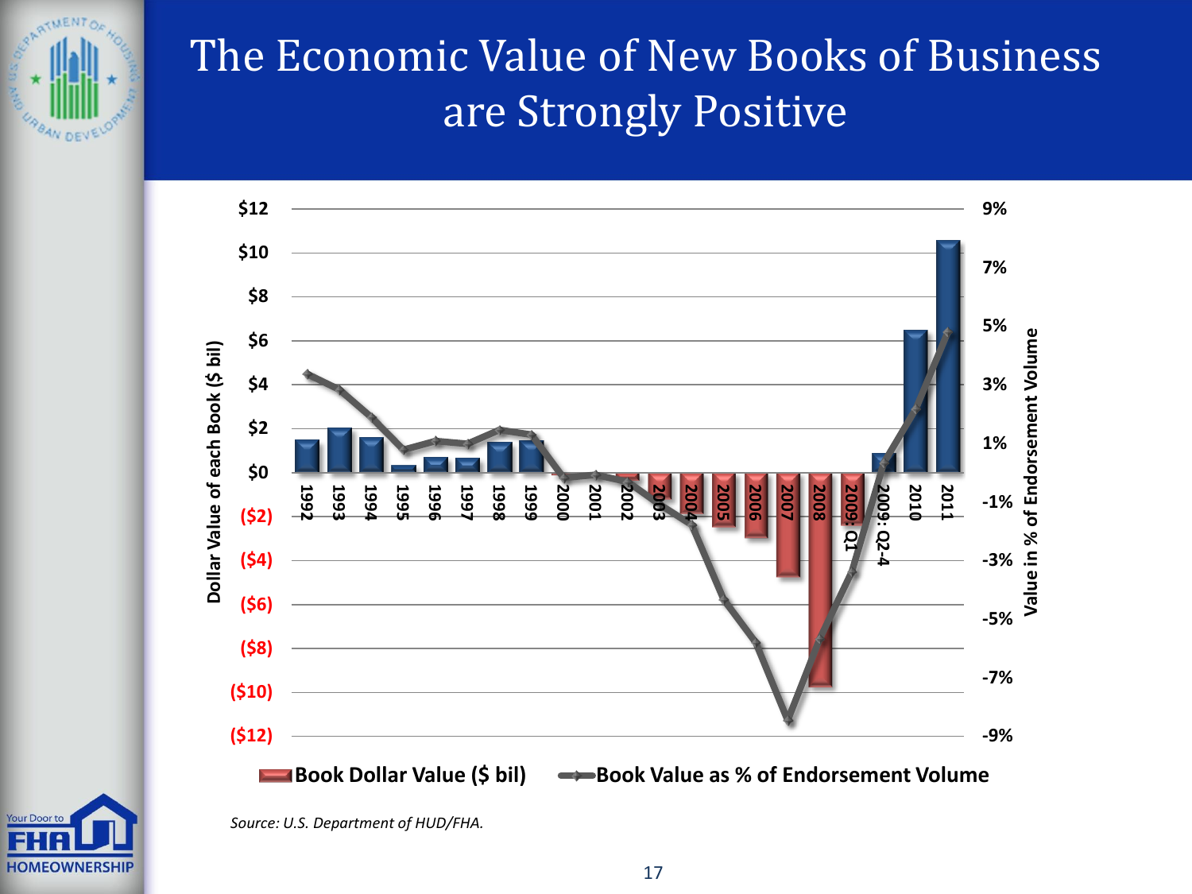# The Economic Value of New Books of Business are Strongly Positive

Dollar Value of each Book ($ bil) | Value in % of Endorsement Volume

$12, $10, $8, $6, $4, $2, $0, ($2), ($4), ($6), ($8), ($10), ($12)

9%, 7%, 5%, 3%, 1%, -1%, -3%, -5%, -7%, -9%

1992, 1993, 1994, 1995, 1996, 1997, 1998, 1999, 2000, 2001, 2002, 2003, 2004, 2005, 2006, 2007, 2008, 2009: Q1, 2009: Q2-4, 2010, 2011

Book Dollar Value ($ bil) | Book Value as % of Endorsement Volume

*Source: U.S. Department of HUD/FHA.*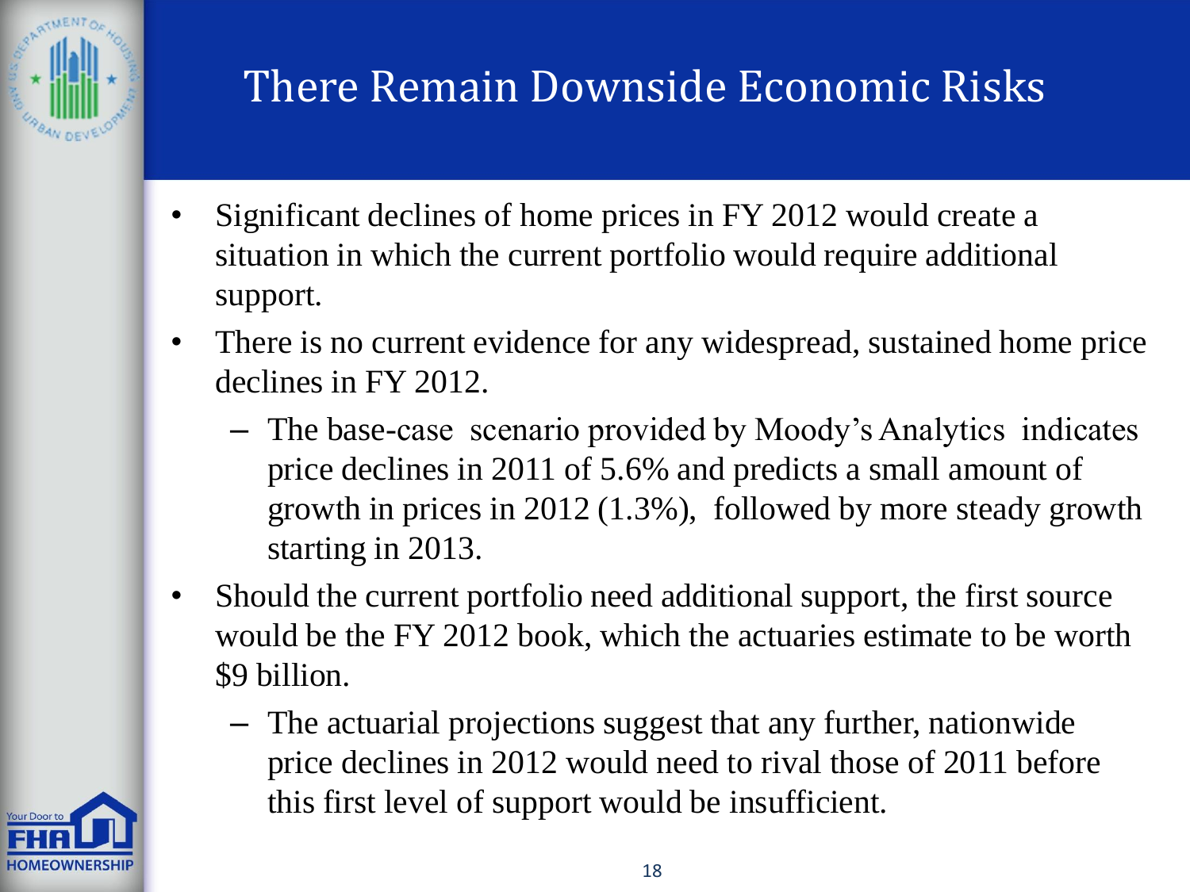# There Remain Downside Economic Risks

- Significant declines of home prices in FY 2012 would create a situation in which the current portfolio would require additional support.
- There is no current evidence for any widespread, sustained home price declines in FY 2012.
  - The base-case scenario provided by Moody's Analytics indicates price declines in 2011 of 5.6% and predicts a small amount of growth in prices in 2012 (1.3%), followed by more steady growth starting in 2013.
- Should the current portfolio need additional support, the first source would be the FY 2012 book, which the actuaries estimate to be worth $9 billion.
  - The actuarial projections suggest that any further, nationwide price declines in 2012 would need to rival those of 2011 before this first level of support would be insufficient.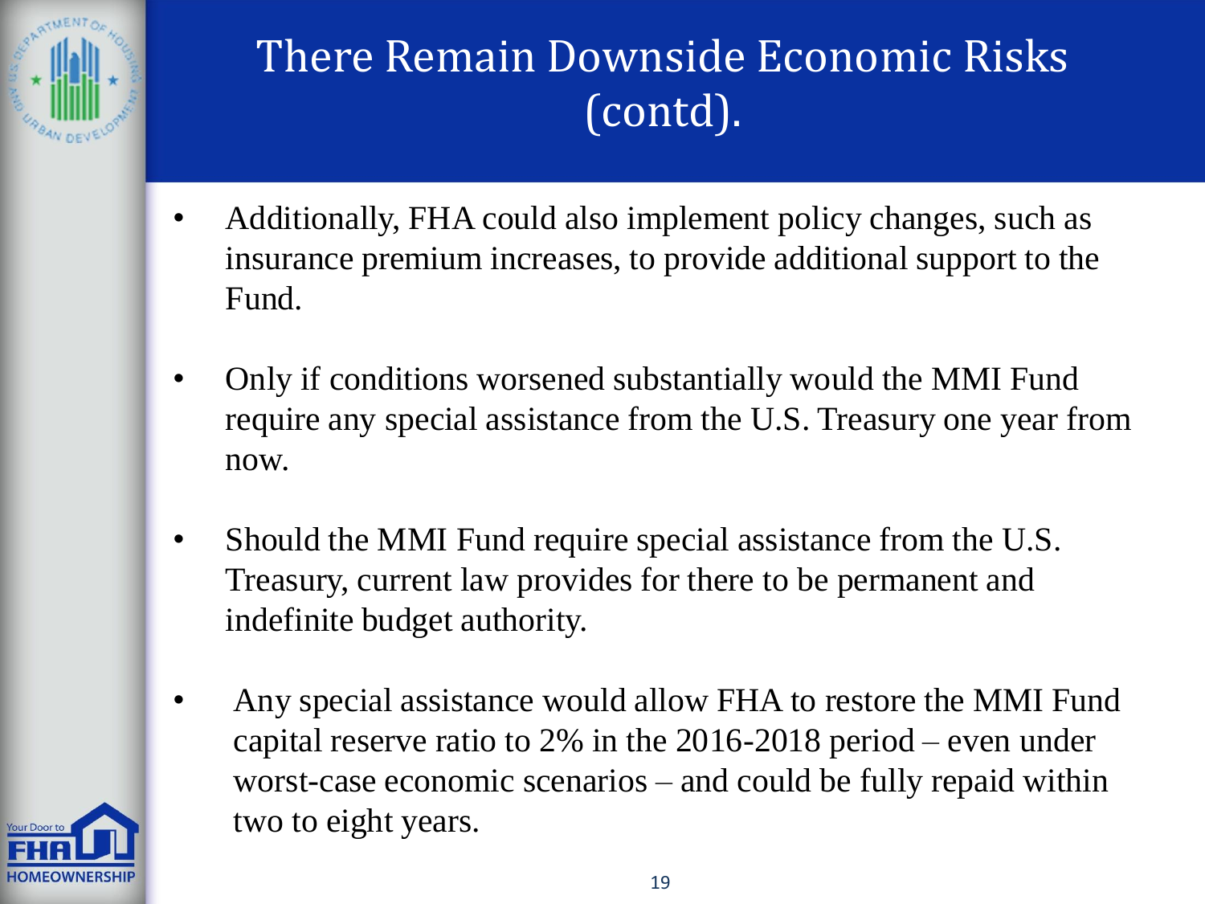# There Remain Downside Economic Risks (contd).

- Additionally, FHA could also implement policy changes, such as insurance premium increases, to provide additional support to the Fund.
- Only if conditions worsened substantially would the MMI Fund require any special assistance from the U.S. Treasury one year from now.
- Should the MMI Fund require special assistance from the U.S. Treasury, current law provides for there to be permanent and indefinite budget authority.
- Any special assistance would allow FHA to restore the MMI Fund capital reserve ratio to 2% in the 2016-2018 period – even under worst-case economic scenarios – and could be fully repaid within two to eight years.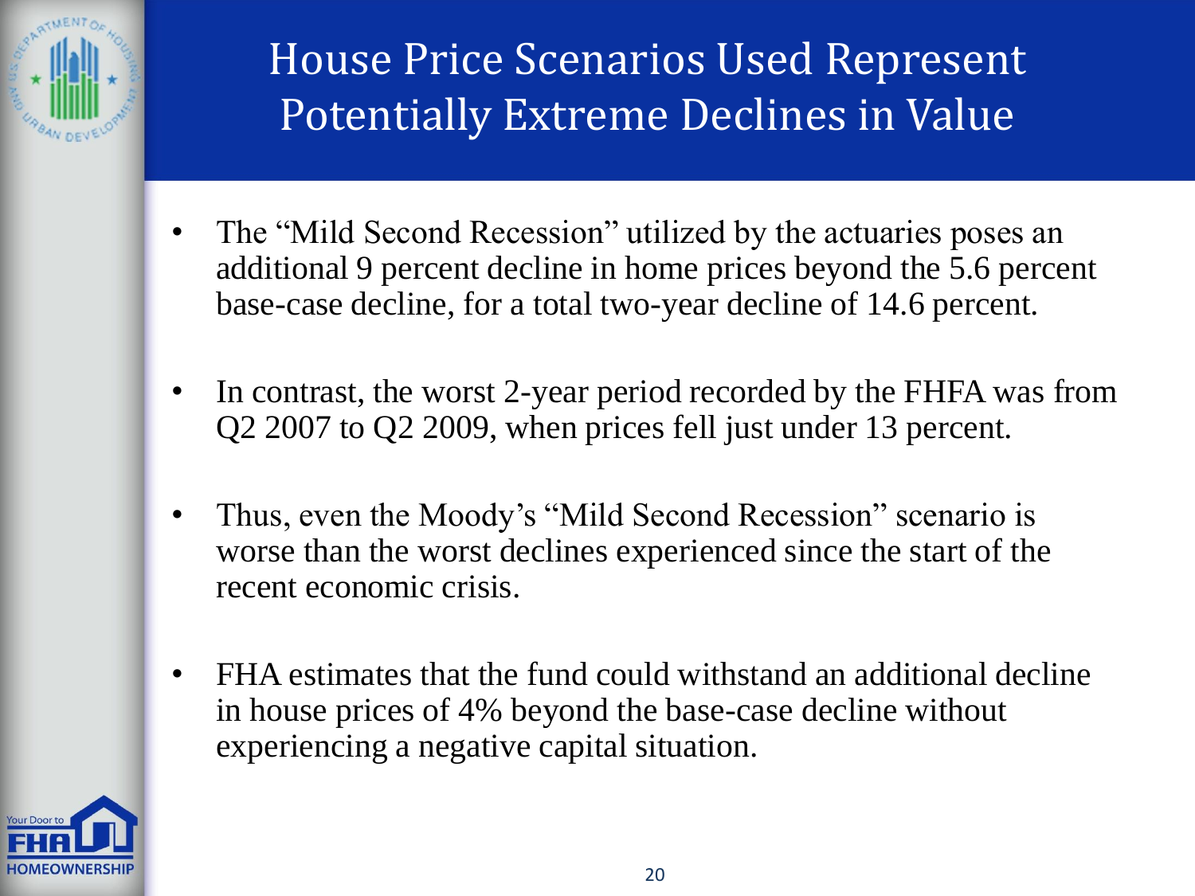# House Price Scenarios Used Represent Potentially Extreme Declines in Value

- The “Mild Second Recession” utilized by the actuaries poses an additional 9 percent decline in home prices beyond the 5.6 percent base-case decline, for a total two-year decline of 14.6 percent.
- In contrast, the worst 2-year period recorded by the FHFA was from Q2 2007 to Q2 2009, when prices fell just under 13 percent.
- Thus, even the Moody’s “Mild Second Recession” scenario is worse than the worst declines experienced since the start of the recent economic crisis.
- FHA estimates that the fund could withstand an additional decline in house prices of 4% beyond the base-case decline without experiencing a negative capital situation.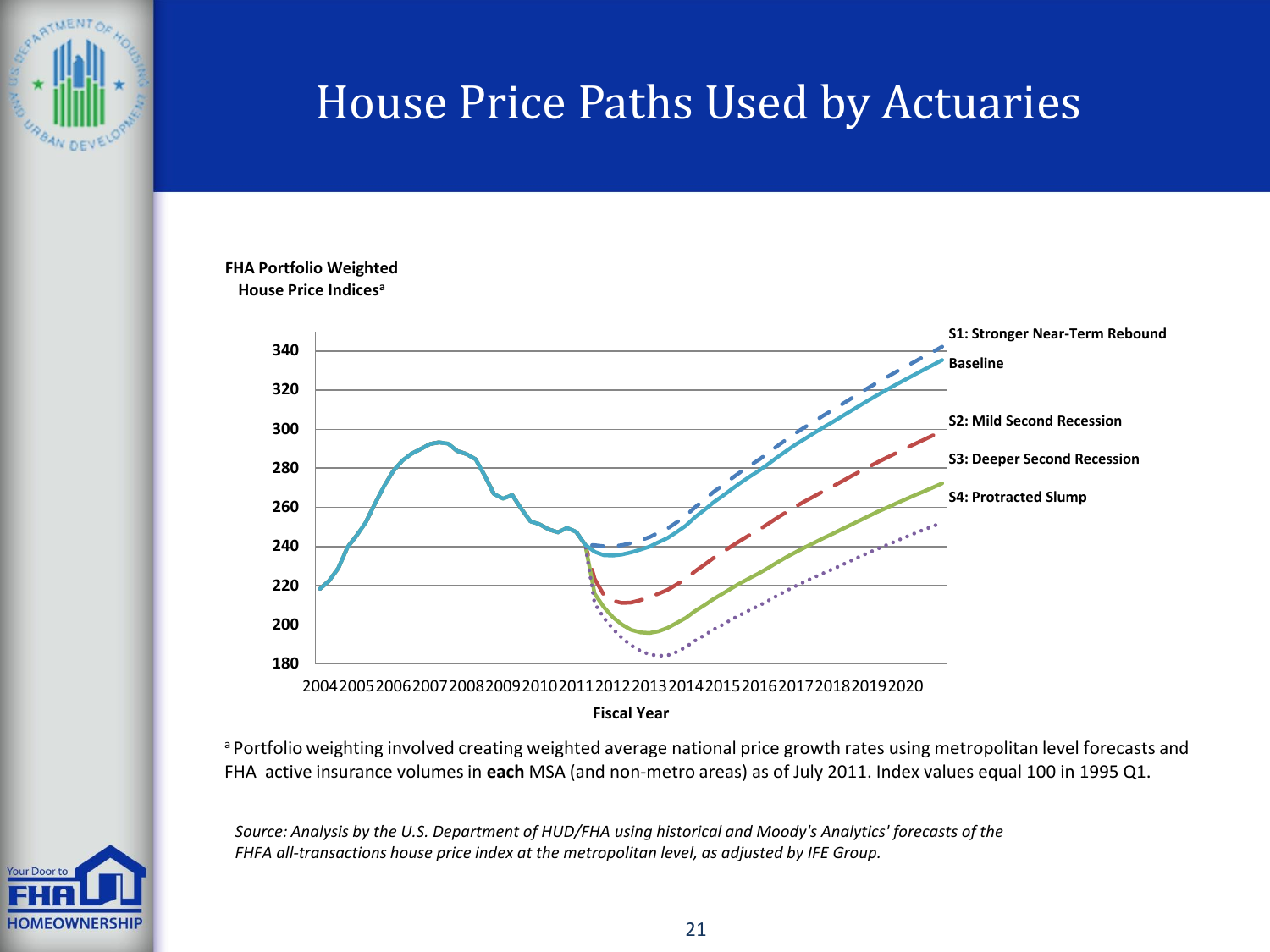# House Price Paths Used by Actuaries

**FHA Portfolio Weighted House Price Indices[a]**

340
320
300
280
260
240
220
200
180

2004 2005 2006 2007 2008 2009 2010 2011 2012 2013 2014 2015 2016 2017 2018 2019 2020

**Fiscal Year**

**S1: Stronger Near-Term Rebound**

**Baseline**

**S2: Mild Second Recession**

**S3: Deeper Second Recession**

**S4: Protracted Slump**

[a] Portfolio weighting involved creating weighted average national price growth rates using metropolitan level forecasts and FHA active insurance volumes in **each** MSA (and non-metro areas) as of July 2011. Index values equal 100 in 1995 Q1.

*Source: Analysis by the U.S. Department of HUD/FHA using historical and Moody's Analytics' forecasts of the FHFA all-transactions house price index at the metropolitan level, as adjusted by IFE Group.*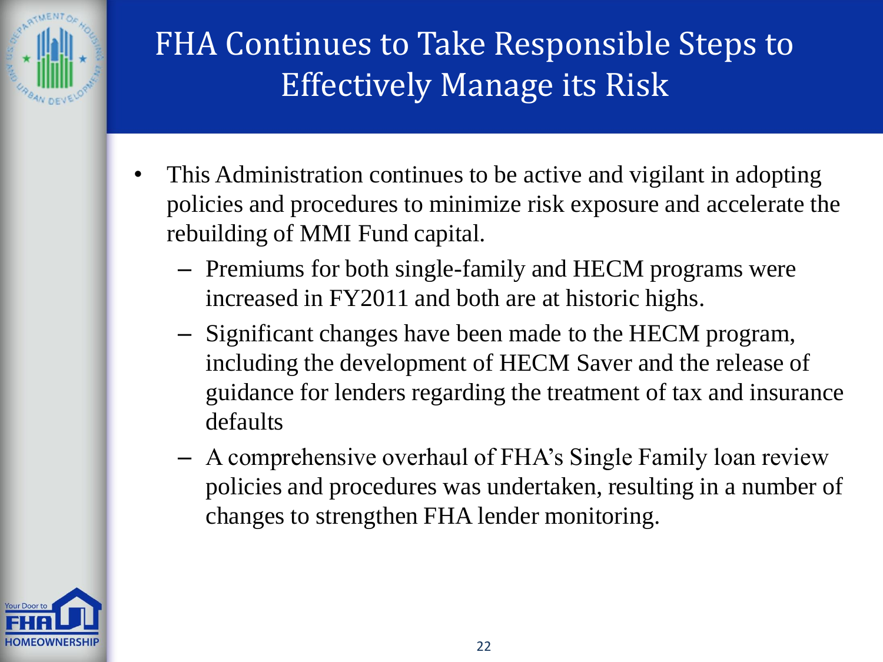# FHA Continues to Take Responsible Steps to Effectively Manage its Risk

- This Administration continues to be active and vigilant in adopting policies and procedures to minimize risk exposure and accelerate the rebuilding of MMI Fund capital.
  - Premiums for both single-family and HECM programs were increased in FY2011 and both are at historic highs.
  - Significant changes have been made to the HECM program, including the development of HECM Saver and the release of guidance for lenders regarding the treatment of tax and insurance defaults
  - A comprehensive overhaul of FHA's Single Family loan review policies and procedures was undertaken, resulting in a number of changes to strengthen FHA lender monitoring.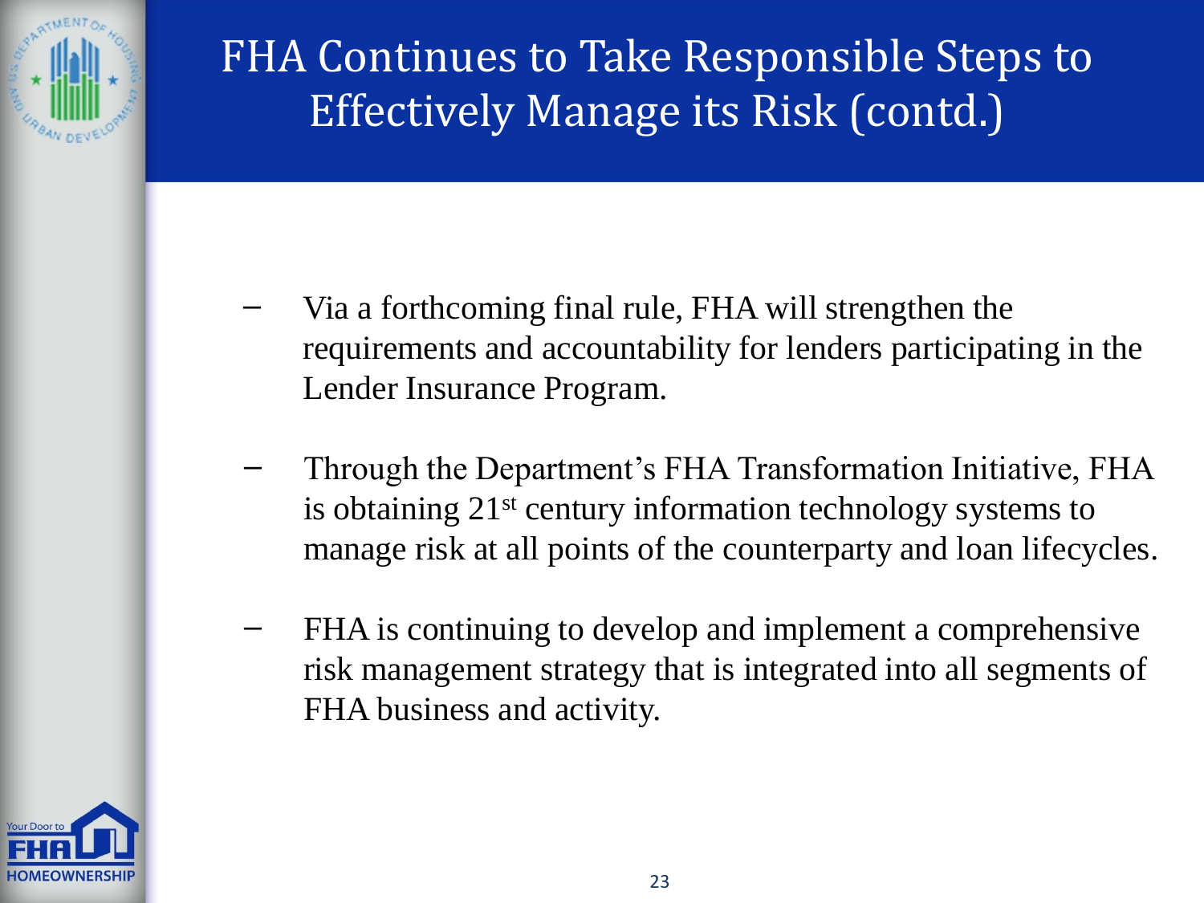# FHA Continues to Take Responsible Steps to Effectively Manage its Risk (contd.)

- Via a forthcoming final rule, FHA will strengthen the requirements and accountability for lenders participating in the Lender Insurance Program.
- Through the Department's FHA Transformation Initiative, FHA is obtaining 21st century information technology systems to manage risk at all points of the counterparty and loan lifecycles.
- FHA is continuing to develop and implement a comprehensive risk management strategy that is integrated into all segments of FHA business and activity.